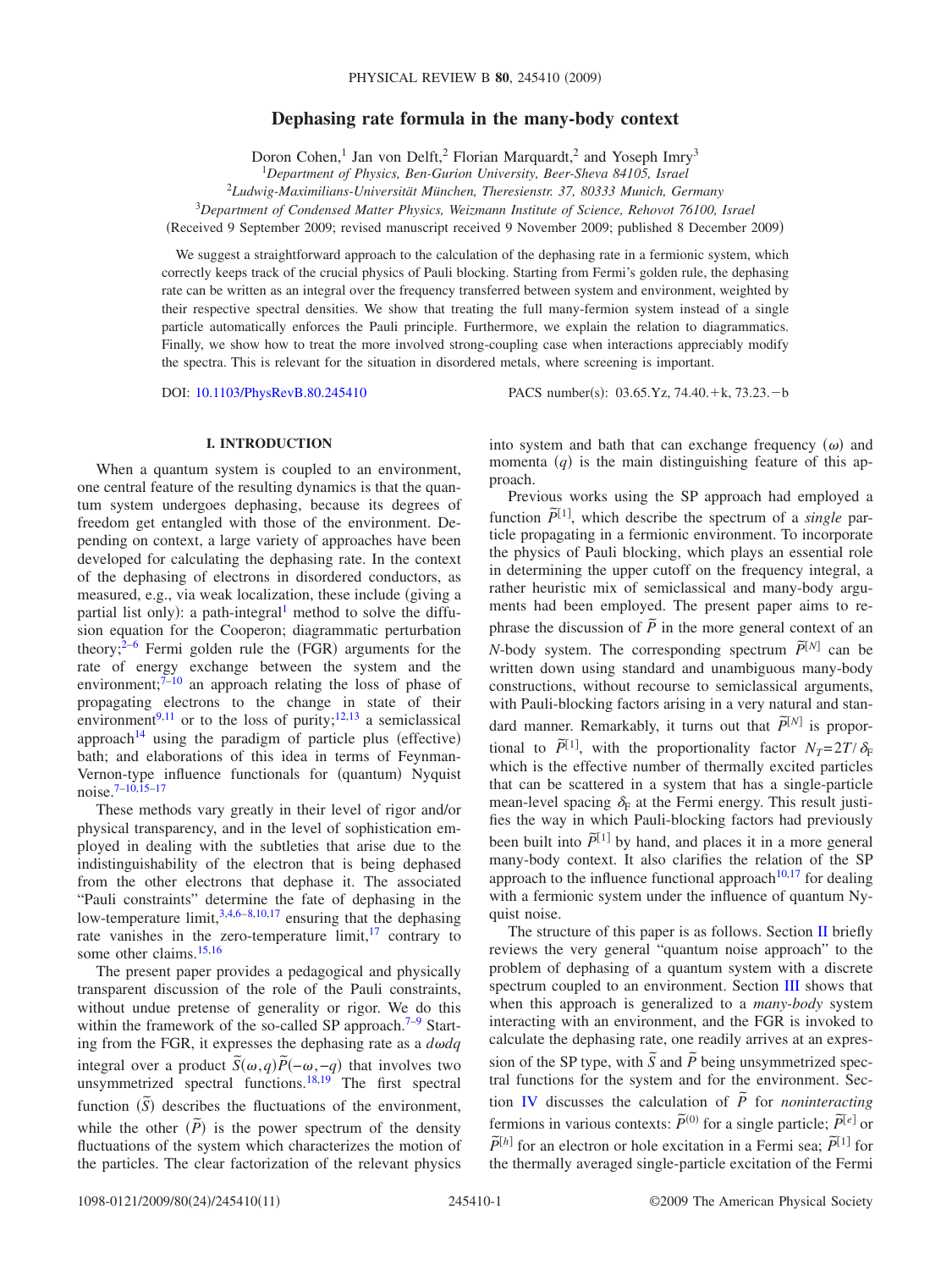# Dephasing rate formula in the many-body context

Doron Cohen,[1] Jan von Delft,[2] Florian Marquardt,[2] and Yoseph Imry[3]

[1]Department of Physics, Ben-Gurion University, Beer-Sheva 84105, Israel
[2]Ludwig-Maximilians-Universität München, Theresienstr. 37, 80333 Munich, Germany
[3]Department of Condensed Matter Physics, Weizmann Institute of Science, Rehovot 76100, Israel

(Received 9 September 2009; revised manuscript received 9 November 2009; published 8 December 2009)

We suggest a straightforward approach to the calculation of the dephasing rate in a fermionic system, which correctly keeps track of the crucial physics of Pauli blocking. Starting from Fermi's golden rule, the dephasing rate can be written as an integral over the frequency transferred between system and environment, weighted by their respective spectral densities. We show that treating the full many-fermion system instead of a single particle automatically enforces the Pauli principle. Furthermore, we explain the relation to diagrammatics. Finally, we show how to treat the more involved strong-coupling case when interactions appreciably modify the spectra. This is relevant for the situation in disordered metals, where screening is important.

DOI: 10.1103/PhysRevB.80.245410    PACS number(s): 03.65.Yz, 74.40.+k, 73.23.−b

## I. INTRODUCTION

When a quantum system is coupled to an environment, one central feature of the resulting dynamics is that the quantum system undergoes dephasing, because its degrees of freedom get entangled with those of the environment. Depending on context, a large variety of approaches have been developed for calculating the dephasing rate. In the context of the dephasing of electrons in disordered conductors, as measured, e.g., via weak localization, these include (giving a partial list only): a path-integral[1] method to solve the diffusion equation for the Cooperon; diagrammatic perturbation theory;[2–6] Fermi golden rule the (FGR) arguments for the rate of energy exchange between the system and the environment;[7–10] an approach relating the loss of phase of propagating electrons to the change in state of their environment[9,11] or to the loss of purity;[12,13] a semiclassical approach[14] using the paradigm of particle plus (effective) bath; and elaborations of this idea in terms of Feynman-Vernon-type influence functionals for (quantum) Nyquist noise.[7–10,15–17]

These methods vary greatly in their level of rigor and/or physical transparency, and in the level of sophistication employed in dealing with the subtleties that arise due to the indistinguishability of the electron that is being dephased from the other electrons that dephase it. The associated "Pauli constraints" determine the fate of dephasing in the low-temperature limit,[3,4,6–8,10,17] ensuring that the dephasing rate vanishes in the zero-temperature limit,[17] contrary to some other claims.[15,16]

The present paper provides a pedagogical and physically transparent discussion of the role of the Pauli constraints, without undue pretense of generality or rigor. We do this within the framework of the so-called SP approach.[7–9] Starting from the FGR, it expresses the dephasing rate as a $d\omega dq$ integral over a product $\tilde{S}(\omega,q)\tilde{P}(-\omega,-q)$ that involves two unsymmetrized spectral functions.[18,19] The first spectral function ($\tilde{S}$) describes the fluctuations of the environment, while the other ($\tilde{P}$) is the power spectrum of the density fluctuations of the system which characterizes the motion of the particles. The clear factorization of the relevant physics into system and bath that can exchange frequency ($\omega$) and momenta ($q$) is the main distinguishing feature of this approach.

Previous works using the SP approach had employed a function $\tilde{P}^{[1]}$, which describe the spectrum of a *single* particle propagating in a fermionic environment. To incorporate the physics of Pauli blocking, which plays an essential role in determining the upper cutoff on the frequency integral, a rather heuristic mix of semiclassical and many-body arguments had been employed. The present paper aims to rephrase the discussion of $\tilde{P}$ in the more general context of an $N$-body system. The corresponding spectrum $\tilde{P}^{[N]}$ can be written down using standard and unambiguous many-body constructions, without recourse to semiclassical arguments, with Pauli-blocking factors arising in a very natural and standard manner. Remarkably, it turns out that $\tilde{P}^{[N]}$ is proportional to $\tilde{P}^{[1]}$, with the proportionality factor $N_T=2T/\delta_F$ which is the effective number of thermally excited particles that can be scattered in a system that has a single-particle mean-level spacing $\delta_F$ at the Fermi energy. This result justifies the way in which Pauli-blocking factors had previously been built into $\tilde{P}^{[1]}$ by hand, and places it in a more general many-body context. It also clarifies the relation of the SP approach to the influence functional approach[10,17] for dealing with a fermionic system under the influence of quantum Nyquist noise.

The structure of this paper is as follows. Section II briefly reviews the very general "quantum noise approach" to the problem of dephasing of a quantum system with a discrete spectrum coupled to an environment. Section III shows that when this approach is generalized to a *many-body* system interacting with an environment, and the FGR is invoked to calculate the dephasing rate, one readily arrives at an expression of the SP type, with $\tilde{S}$ and $\tilde{P}$ being unsymmetrized spectral functions for the system and for the environment. Section IV discusses the calculation of $\tilde{P}$ for *noninteracting* fermions in various contexts: $\tilde{P}^{(0)}$ for a single particle; $\tilde{P}^{[e]}$ or $\tilde{P}^{[h]}$ for an electron or hole excitation in a Fermi sea; $\tilde{P}^{[1]}$ for the thermally averaged single-particle excitation of the Fermi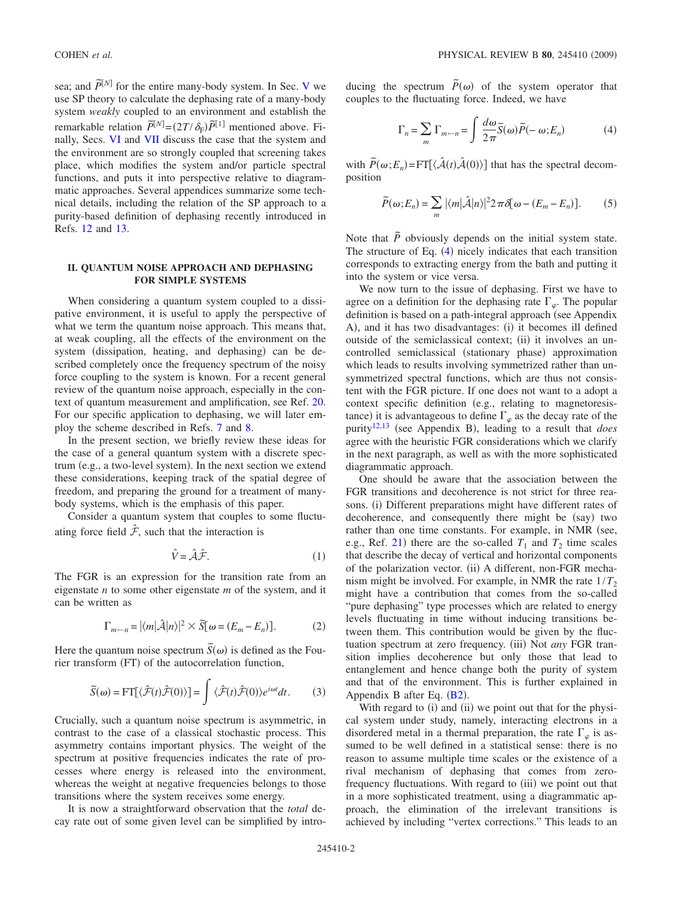sea; and $\tilde{P}^{[N]}$ for the entire many-body system. In Sec. V we use SP theory to calculate the dephasing rate of a many-body system *weakly* coupled to an environment and establish the remarkable relation $\tilde{P}^{[N]}=(2T/\delta_F)\tilde{P}^{[1]}$ mentioned above. Finally, Secs. VI and VII discuss the case that the system and the environment are so strongly coupled that screening takes place, which modifies the system and/or particle spectral functions, and puts it into perspective relative to diagrammatic approaches. Several appendices summarize some technical details, including the relation of the SP approach to a purity-based definition of dephasing recently introduced in Refs. 12 and 13.

## II. QUANTUM NOISE APPROACH AND DEPHASING FOR SIMPLE SYSTEMS

When considering a quantum system coupled to a dissipative environment, it is useful to apply the perspective of what we term the quantum noise approach. This means that, at weak coupling, all the effects of the environment on the system (dissipation, heating, and dephasing) can be described completely once the frequency spectrum of the noisy force coupling to the system is known. For a recent general review of the quantum noise approach, especially in the context of quantum measurement and amplification, see Ref. 20. For our specific application to dephasing, we will later employ the scheme described in Refs. 7 and 8.

In the present section, we briefly review these ideas for the case of a general quantum system with a discrete spectrum (e.g., a two-level system). In the next section we extend these considerations, keeping track of the spatial degree of freedom, and preparing the ground for a treatment of many-body systems, which is the emphasis of this paper.

Consider a quantum system that couples to some fluctuating force field $\hat{\mathcal{F}}$, such that the interaction is

$$\hat{V} = \hat{\mathcal{A}}\hat{\mathcal{F}}. \tag{1}$$

The FGR is an expression for the transition rate from an eigenstate $n$ to some other eigenstate $m$ of the system, and it can be written as

$$\Gamma_{m\leftarrow n} = |\langle m|\hat{\mathcal{A}}|n\rangle|^2 \times \tilde{S}[\omega = (E_m - E_n)]. \tag{2}$$

Here the quantum noise spectrum $\tilde{S}(\omega)$ is defined as the Fourier transform (FT) of the autocorrelation function,

$$\tilde{S}(\omega) = \mathrm{FT}[\langle \hat{\mathcal{F}}(t)\hat{\mathcal{F}}(0)\rangle] = \int \langle \hat{\mathcal{F}}(t)\hat{\mathcal{F}}(0)\rangle e^{i\omega t}dt. \tag{3}$$

Crucially, such a quantum noise spectrum is asymmetric, in contrast to the case of a classical stochastic process. This asymmetry contains important physics. The weight of the spectrum at positive frequencies indicates the rate of processes where energy is released into the environment, whereas the weight at negative frequencies belongs to those transitions where the system receives some energy.

It is now a straightforward observation that the *total* decay rate out of some given level can be simplified by introducing the spectrum $\tilde{P}(\omega)$ of the system operator that couples to the fluctuating force. Indeed, we have

$$\Gamma_n = \sum_m \Gamma_{m\leftarrow n} = \int \frac{d\omega}{2\pi}\tilde{S}(\omega)\tilde{P}(-\omega;E_n) \tag{4}$$

with $\tilde{P}(\omega;E_n)=\mathrm{FT}[\langle\hat{\mathcal{A}}(t)\hat{\mathcal{A}}(0)\rangle]$ that has the spectral decomposition

$$\tilde{P}(\omega;E_n) = \sum_m |\langle m|\hat{\mathcal{A}}|n\rangle|^2 2\pi\delta[\omega - (E_m - E_n)]. \tag{5}$$

Note that $\tilde{P}$ obviously depends on the initial system state. The structure of Eq. (4) nicely indicates that each transition corresponds to extracting energy from the bath and putting it into the system or vice versa.

We now turn to the issue of dephasing. First we have to agree on a definition for the dephasing rate $\Gamma_\varphi$. The popular definition is based on a path-integral approach (see Appendix A), and it has two disadvantages: (i) it becomes ill defined outside of the semiclassical context; (ii) it involves an uncontrolled semiclassical (stationary phase) approximation which leads to results involving symmetrized rather than unsymmetrized spectral functions, which are thus not consistent with the FGR picture. If one does not want to a adopt a context specific definition (e.g., relating to magnetoresistance) it is advantageous to define $\Gamma_\varphi$ as the decay rate of the purity[12,13] (see Appendix B), leading to a result that *does* agree with the heuristic FGR considerations which we clarify in the next paragraph, as well as with the more sophisticated diagrammatic approach.

One should be aware that the association between the FGR transitions and decoherence is not strict for three reasons. (i) Different preparations might have different rates of decoherence, and consequently there might be (say) two rather than one time constants. For example, in NMR (see, e.g., Ref. 21) there are the so-called $T_1$ and $T_2$ time scales that describe the decay of vertical and horizontal components of the polarization vector. (ii) A different, non-FGR mechanism might be involved. For example, in NMR the rate $1/T_2$ might have a contribution that comes from the so-called "pure dephasing" type processes which are related to energy levels fluctuating in time without inducing transitions between them. This contribution would be given by the fluctuation spectrum at zero frequency. (iii) Not *any* FGR transition implies decoherence but only those that lead to entanglement and hence change both the purity of system and that of the environment. This is further explained in Appendix B after Eq. (B2).

With regard to (i) and (ii) we point out that for the physical system under study, namely, interacting electrons in a disordered metal in a thermal preparation, the rate $\Gamma_\varphi$ is assumed to be well defined in a statistical sense: there is no reason to assume multiple time scales or the existence of a rival mechanism of dephasing that comes from zero-frequency fluctuations. With regard to (iii) we point out that in a more sophisticated treatment, using a diagrammatic approach, the elimination of the irrelevant transitions is achieved by including "vertex corrections." This leads to an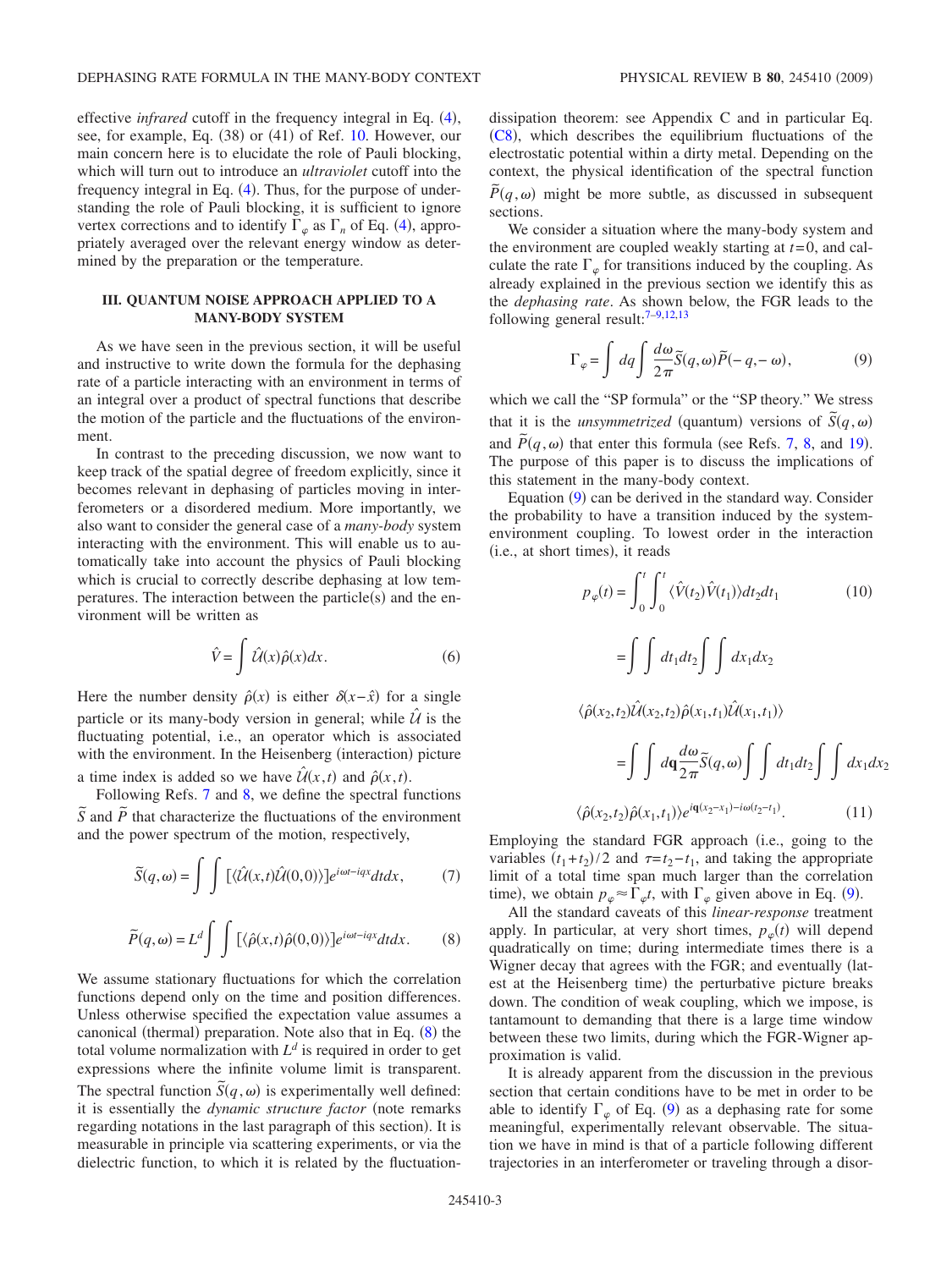effective *infrared* cutoff in the frequency integral in Eq. (4), see, for example, Eq. (38) or (41) of Ref. 10. However, our main concern here is to elucidate the role of Pauli blocking, which will turn out to introduce an *ultraviolet* cutoff into the frequency integral in Eq. (4). Thus, for the purpose of understanding the role of Pauli blocking, it is sufficient to ignore vertex corrections and to identify $\Gamma_\varphi$ as $\Gamma_n$ of Eq. (4), appropriately averaged over the relevant energy window as determined by the preparation or the temperature.

## III. QUANTUM NOISE APPROACH APPLIED TO A MANY-BODY SYSTEM

As we have seen in the previous section, it will be useful and instructive to write down the formula for the dephasing rate of a particle interacting with an environment in terms of an integral over a product of spectral functions that describe the motion of the particle and the fluctuations of the environment.

In contrast to the preceding discussion, we now want to keep track of the spatial degree of freedom explicitly, since it becomes relevant in dephasing of particles moving in interferometers or a disordered medium. More importantly, we also want to consider the general case of a *many-body* system interacting with the environment. This will enable us to automatically take into account the physics of Pauli blocking which is crucial to correctly describe dephasing at low temperatures. The interaction between the particle(s) and the environment will be written as

$$\hat{V} = \int \hat{\mathcal{U}}(x)\hat{\rho}(x)dx. \tag{6}$$

Here the number density $\hat{\rho}(x)$ is either $\delta(x-\hat{x})$ for a single particle or its many-body version in general; while $\hat{\mathcal{U}}$ is the fluctuating potential, i.e., an operator which is associated with the environment. In the Heisenberg (interaction) picture a time index is added so we have $\hat{\mathcal{U}}(x,t)$ and $\hat{\rho}(x,t)$.

Following Refs. 7 and 8, we define the spectral functions $\tilde{S}$ and $\tilde{P}$ that characterize the fluctuations of the environment and the power spectrum of the motion, respectively,

$$\tilde{S}(q,\omega) = \int\int [\langle \hat{\mathcal{U}}(x,t)\hat{\mathcal{U}}(0,0)\rangle] e^{i\omega t - iqx}dtdx, \tag{7}$$

$$\tilde{P}(q,\omega) = L^d \int\int [\langle \hat{\rho}(x,t)\hat{\rho}(0,0)\rangle] e^{i\omega t - iqx}dtdx. \tag{8}$$

We assume stationary fluctuations for which the correlation functions depend only on the time and position differences. Unless otherwise specified the expectation value assumes a canonical (thermal) preparation. Note also that in Eq. (8) the total volume normalization with $L^d$ is required in order to get expressions where the infinite volume limit is transparent. The spectral function $\tilde{S}(q,\omega)$ is experimentally well defined: it is essentially the *dynamic structure factor* (note remarks regarding notations in the last paragraph of this section). It is measurable in principle via scattering experiments, or via the dielectric function, to which it is related by the fluctuation-dissipation theorem: see Appendix C and in particular Eq. (C8), which describes the equilibrium fluctuations of the electrostatic potential within a dirty metal. Depending on the context, the physical identification of the spectral function $\tilde{P}(q,\omega)$ might be more subtle, as discussed in subsequent sections.

We consider a situation where the many-body system and the environment are coupled weakly starting at $t=0$, and calculate the rate $\Gamma_\varphi$ for transitions induced by the coupling. As already explained in the previous section we identify this as the *dephasing rate*. As shown below, the FGR leads to the following general result:[7–9,12,13]

$$\Gamma_\varphi = \int dq \int \frac{d\omega}{2\pi}\tilde{S}(q,\omega)\tilde{P}(-q,-\omega), \tag{9}$$

which we call the "SP formula" or the "SP theory." We stress that it is the *unsymmetrized* (quantum) versions of $\tilde{S}(q,\omega)$ and $\tilde{P}(q,\omega)$ that enter this formula (see Refs. 7, 8, and 19). The purpose of this paper is to discuss the implications of this statement in the many-body context.

Equation (9) can be derived in the standard way. Consider the probability to have a transition induced by the system-environment coupling. To lowest order in the interaction (i.e., at short times), it reads

$$p_\varphi(t) = \int_0^t\int_0^t \langle \hat{V}(t_2)\hat{V}(t_1)\rangle dt_2dt_1 \tag{10}$$

$$= \int\int dt_1dt_2 \int\int dx_1dx_2 \langle \hat{\rho}(x_2,t_2)\hat{\mathcal{U}}(x_2,t_2)\hat{\rho}(x_1,t_1)\hat{\mathcal{U}}(x_1,t_1)\rangle$$

$$= \int\int d\mathbf{q}\frac{d\omega}{2\pi}\tilde{S}(q,\omega)\int\int dt_1dt_2\int\int dx_1dx_2 \langle \hat{\rho}(x_2,t_2)\hat{\rho}(x_1,t_1)\rangle e^{i\mathbf{q}(x_2-x_1)-i\omega(t_2-t_1)}. \tag{11}$$

Employing the standard FGR approach (i.e., going to the variables $(t_1+t_2)/2$ and $\tau=t_2-t_1$, and taking the appropriate limit of a total time span much larger than the correlation time), we obtain $p_\varphi \approx \Gamma_\varphi t$, with $\Gamma_\varphi$ given above in Eq. (9).

All the standard caveats of this *linear-response* treatment apply. In particular, at very short times, $p_\varphi(t)$ will depend quadratically on time; during intermediate times there is a Wigner decay that agrees with the FGR; and eventually (latest at the Heisenberg time) the perturbative picture breaks down. The condition of weak coupling, which we impose, is tantamount to demanding that there is a large time window between these two limits, during which the FGR-Wigner approximation is valid.

It is already apparent from the discussion in the previous section that certain conditions have to be met in order to be able to identify $\Gamma_\varphi$ of Eq. (9) as a dephasing rate for some meaningful, experimentally relevant observable. The situation we have in mind is that of a particle following different trajectories in an interferometer or traveling through a disor-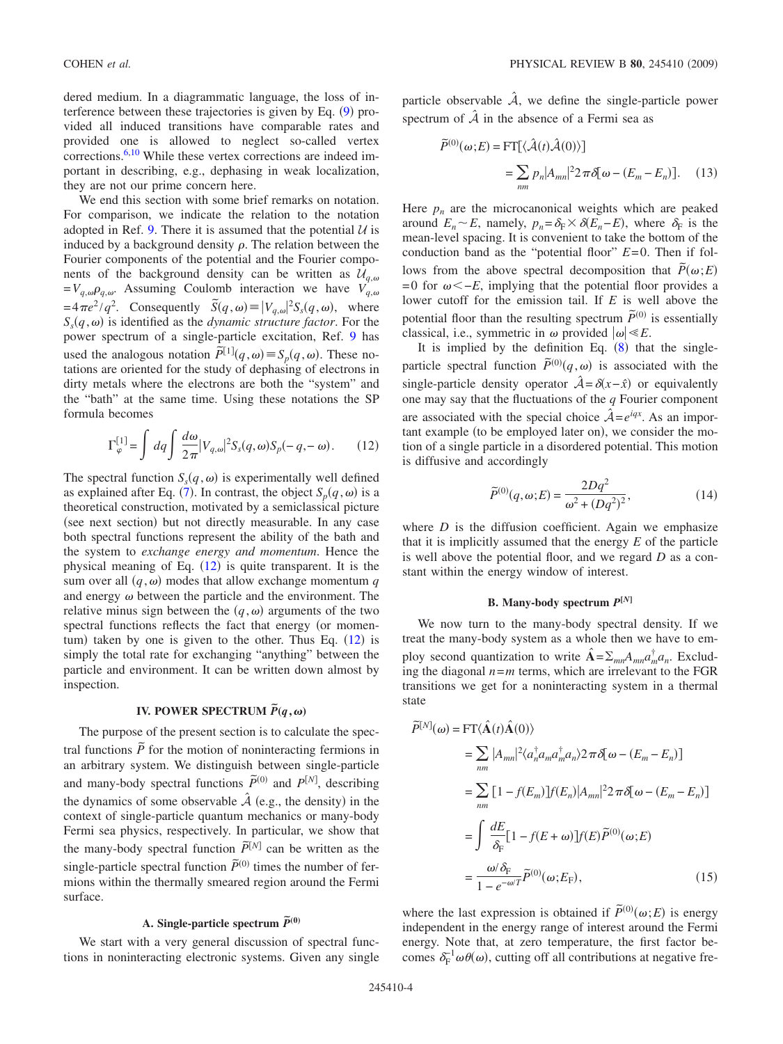dered medium. In a diagrammatic language, the loss of interference between these trajectories is given by Eq. (9) provided all induced transitions have comparable rates and provided one is allowed to neglect so-called vertex corrections.[6,10] While these vertex corrections are indeed important in describing, e.g., dephasing in weak localization, they are not our prime concern here.

We end this section with some brief remarks on notation. For comparison, we indicate the relation to the notation adopted in Ref. 9. There it is assumed that the potential $\mathcal{U}$ is induced by a background density $\rho$. The relation between the Fourier components of the potential and the Fourier components of the background density can be written as $\mathcal{U}_{q,\omega} = V_{q,\omega}\rho_{q,\omega}$. Assuming Coulomb interaction we have $V_{q,\omega} = 4\pi e^2/q^2$. Consequently $\tilde{S}(q,\omega) \equiv |V_{q,\omega}|^2 S_s(q,\omega)$, where $S_s(q,\omega)$ is identified as the *dynamic structure factor*. For the power spectrum of a single-particle excitation, Ref. 9 has used the analogous notation $\tilde{P}^{[1]}(q,\omega) \equiv S_p(q,\omega)$. These notations are oriented for the study of dephasing of electrons in dirty metals where the electrons are both the "system" and the "bath" at the same time. Using these notations the SP formula becomes

$$\Gamma_\varphi^{[1]} = \int dq \int \frac{d\omega}{2\pi} |V_{q,\omega}|^2 S_s(q,\omega) S_p(-q,-\omega). \qquad (12)$$

The spectral function $S_s(q,\omega)$ is experimentally well defined as explained after Eq. (7). In contrast, the object $S_p(q,\omega)$ is a theoretical construction, motivated by a semiclassical picture (see next section) but not directly measurable. In any case both spectral functions represent the ability of the bath and the system to *exchange energy and momentum*. Hence the physical meaning of Eq. (12) is quite transparent. It is the sum over all $(q,\omega)$ modes that allow exchange momentum $q$ and energy $\omega$ between the particle and the environment. The relative minus sign between the $(q,\omega)$ arguments of the two spectral functions reflects the fact that energy (or momentum) taken by one is given to the other. Thus Eq. (12) is simply the total rate for exchanging "anything" between the particle and environment. It can be written down almost by inspection.

## IV. POWER SPECTRUM $\tilde{P}(q,\omega)$

The purpose of the present section is to calculate the spectral functions $\tilde{P}$ for the motion of noninteracting fermions in an arbitrary system. We distinguish between single-particle and many-body spectral functions $\tilde{P}^{(0)}$ and $P^{[N]}$, describing the dynamics of some observable $\hat{\mathcal{A}}$ (e.g., the density) in the context of single-particle quantum mechanics or many-body Fermi sea physics, respectively. In particular, we show that the many-body spectral function $\tilde{P}^{[N]}$ can be written as the single-particle spectral function $\tilde{P}^{(0)}$ times the number of fermions within the thermally smeared region around the Fermi surface.

### A. Single-particle spectrum $\tilde{P}^{(0)}$

We start with a very general discussion of spectral functions in noninteracting electronic systems. Given any single particle observable $\hat{\mathcal{A}}$, we define the single-particle power spectrum of $\hat{\mathcal{A}}$ in the absence of a Fermi sea as

$$\tilde{P}^{(0)}(\omega;E) = \text{FT}[\langle \hat{\mathcal{A}}(t)\hat{\mathcal{A}}(0)\rangle]$$
$$= \sum_{nm} p_n |A_{mn}|^2 2\pi\delta[\omega - (E_m - E_n)]. \qquad (13)$$

Here $p_n$ are the microcanonical weights which are peaked around $E_n \sim E$, namely, $p_n = \delta_\text{F} \times \delta(E_n - E)$, where $\delta_\text{F}$ is the mean-level spacing. It is convenient to take the bottom of the conduction band as the "potential floor" $E=0$. Then it follows from the above spectral decomposition that $\tilde{P}(\omega;E) = 0$ for $\omega < -E$, implying that the potential floor provides a lower cutoff for the emission tail. If $E$ is well above the potential floor than the resulting spectrum $\tilde{P}^{(0)}$ is essentially classical, i.e., symmetric in $\omega$ provided $|\omega| \ll E$.

It is implied by the definition Eq. (8) that the single-particle spectral function $\tilde{P}^{(0)}(q,\omega)$ is associated with the single-particle density operator $\hat{\mathcal{A}} = \delta(x - \hat{x})$ or equivalently one may say that the fluctuations of the $q$ Fourier component are associated with the special choice $\hat{\mathcal{A}} = e^{iqx}$. As an important example (to be employed later on), we consider the motion of a single particle in a disordered potential. This motion is diffusive and accordingly

$$\tilde{P}^{(0)}(q,\omega;E) = \frac{2Dq^2}{\omega^2 + (Dq^2)^2}, \qquad (14)$$

where $D$ is the diffusion coefficient. Again we emphasize that it is implicitly assumed that the energy $E$ of the particle is well above the potential floor, and we regard $D$ as a constant within the energy window of interest.

### B. Many-body spectrum $P^{[N]}$

We now turn to the many-body spectral density. If we treat the many-body system as a whole then we have to employ second quantization to write $\hat{\mathbf{A}} = \Sigma_{mn} A_{mn} a_m^\dagger a_n$. Excluding the diagonal $n=m$ terms, which are irrelevant to the FGR transitions we get for a noninteracting system in a thermal state

$$\tilde{P}^{[N]}(\omega) = \text{FT}\langle \hat{\mathbf{A}}(t)\hat{\mathbf{A}}(0)\rangle$$
$$= \sum_{nm} |A_{mn}|^2 \langle a_n^\dagger a_m a_m^\dagger a_n\rangle 2\pi\delta[\omega - (E_m - E_n)]$$
$$= \sum_{nm} [1 - f(E_m)] f(E_n) |A_{mn}|^2 2\pi\delta[\omega - (E_m - E_n)]$$
$$= \int \frac{dE}{\delta_\text{F}} [1 - f(E+\omega)] f(E) \tilde{P}^{(0)}(\omega;E)$$
$$= \frac{\omega/\delta_\text{F}}{1 - e^{-\omega/T}} \tilde{P}^{(0)}(\omega;E_\text{F}), \qquad (15)$$

where the last expression is obtained if $\tilde{P}^{(0)}(\omega;E)$ is energy independent in the energy range of interest around the Fermi energy. Note that, at zero temperature, the first factor becomes $\delta_\text{F}^{-1}\omega\theta(\omega)$, cutting off all contributions at negative fre-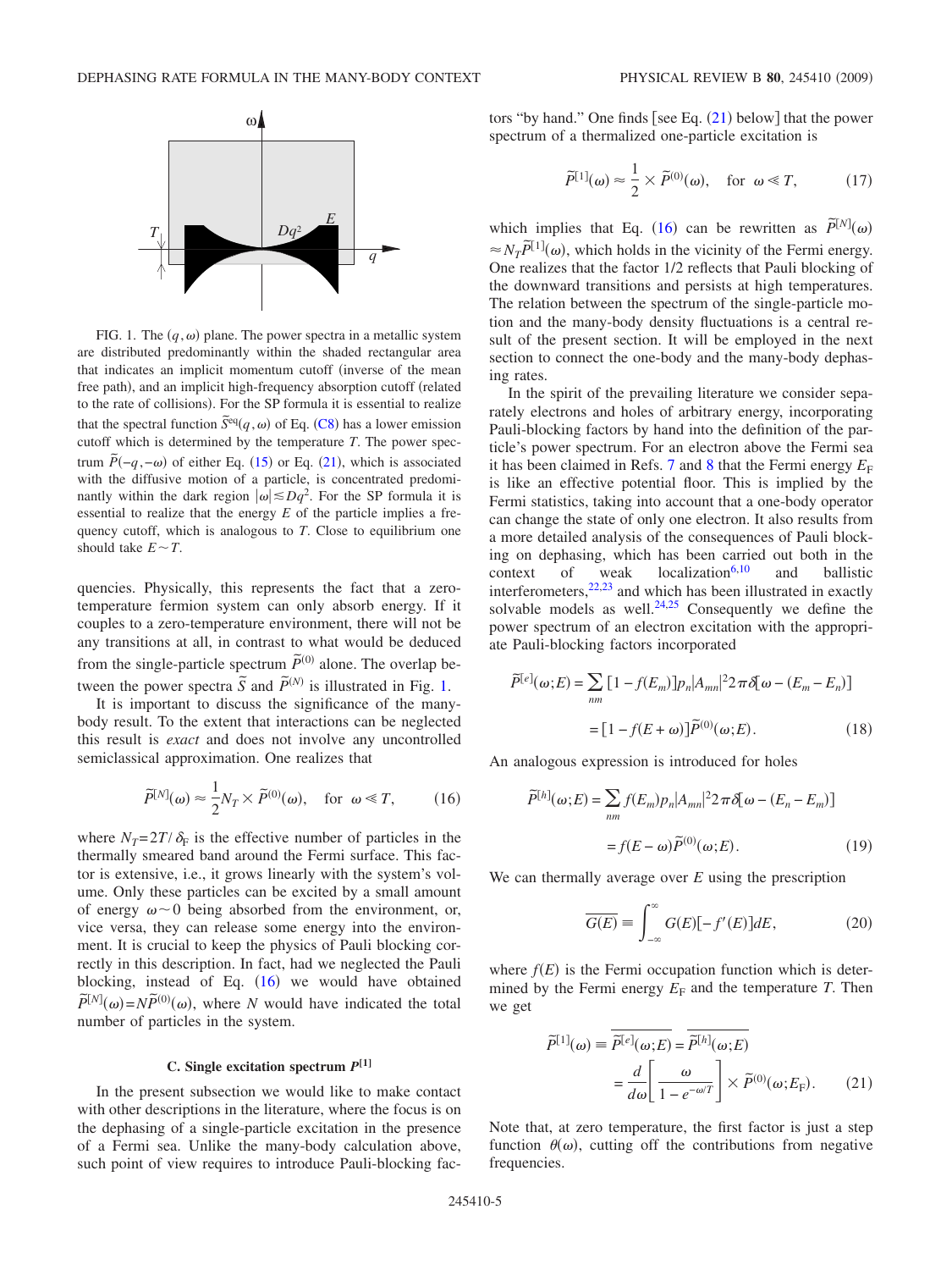FIG. 1. The $(q,\omega)$ plane. The power spectra in a metallic system are distributed predominantly within the shaded rectangular area that indicates an implicit momentum cutoff (inverse of the mean free path), and an implicit high-frequency absorption cutoff (related to the rate of collisions). For the SP formula it is essential to realize that the spectral function $\tilde{S}^{\text{eq}}(q,\omega)$ of Eq. (C8) has a lower emission cutoff which is determined by the temperature $T$. The power spectrum $\tilde{P}(-q,-\omega)$ of either Eq. (15) or Eq. (21), which is associated with the diffusive motion of a particle, is concentrated predominantly within the dark region $|\omega| \lesssim Dq^2$. For the SP formula it is essential to realize that the energy $E$ of the particle implies a frequency cutoff, which is analogous to $T$. Close to equilibrium one should take $E \sim T$.

quencies. Physically, this represents the fact that a zero-temperature fermion system can only absorb energy. If it couples to a zero-temperature environment, there will not be any transitions at all, in contrast to what would be deduced from the single-particle spectrum $\tilde{P}^{(0)}$ alone. The overlap between the power spectra $\tilde{S}$ and $\tilde{P}^{(N)}$ is illustrated in Fig. 1.

It is important to discuss the significance of the many-body result. To the extent that interactions can be neglected this result is *exact* and does not involve any uncontrolled semiclassical approximation. One realizes that

$$\tilde{P}^{[N]}(\omega) \approx \frac{1}{2} N_T \times \tilde{P}^{(0)}(\omega), \quad \text{for } \omega \ll T, \tag{16}$$

where $N_T = 2T/\delta_F$ is the effective number of particles in the thermally smeared band around the Fermi surface. This factor is extensive, i.e., it grows linearly with the system's volume. Only these particles can be excited by a small amount of energy $\omega \sim 0$ being absorbed from the environment, or, vice versa, they can release some energy into the environment. It is crucial to keep the physics of Pauli blocking correctly in this description. In fact, had we neglected the Pauli blocking, instead of Eq. (16) we would have obtained $\tilde{P}^{[N]}(\omega) = N\tilde{P}^{(0)}(\omega)$, where $N$ would have indicated the total number of particles in the system.

### C. Single excitation spectrum $P^{[1]}$

In the present subsection we would like to make contact with other descriptions in the literature, where the focus is on the dephasing of a single-particle excitation in the presence of a Fermi sea. Unlike the many-body calculation above, such point of view requires to introduce Pauli-blocking factors "by hand." One finds [see Eq. (21) below] that the power spectrum of a thermalized one-particle excitation is

$$\tilde{P}^{[1]}(\omega) \approx \frac{1}{2} \times \tilde{P}^{(0)}(\omega), \quad \text{for } \omega \ll T, \tag{17}$$

which implies that Eq. (16) can be rewritten as $\tilde{P}^{[N]}(\omega) \approx N_T \tilde{P}^{[1]}(\omega)$, which holds in the vicinity of the Fermi energy. One realizes that the factor 1/2 reflects that Pauli blocking of the downward transitions and persists at high temperatures. The relation between the spectrum of the single-particle motion and the many-body density fluctuations is a central result of the present section. It will be employed in the next section to connect the one-body and the many-body dephasing rates.

In the spirit of the prevailing literature we consider separately electrons and holes of arbitrary energy, incorporating Pauli-blocking factors by hand into the definition of the particle's power spectrum. For an electron above the Fermi sea it has been claimed in Refs. 7 and 8 that the Fermi energy $E_F$ is like an effective potential floor. This is implied by the Fermi statistics, taking into account that a one-body operator can change the state of only one electron. It also results from a more detailed analysis of the consequences of Pauli blocking on dephasing, which has been carried out both in the context of weak localization[6,10] and ballistic interferometers,[22,23] and which has been illustrated in exactly solvable models as well.[24,25] Consequently we define the power spectrum of an electron excitation with the appropriate Pauli-blocking factors incorporated

$$\begin{aligned}\tilde{P}^{[e]}(\omega;E) &= \sum_{nm} [1 - f(E_m)] p_n |A_{mn}|^2 2\pi \delta[\omega - (E_m - E_n)] \\ &= [1 - f(E+\omega)] \tilde{P}^{(0)}(\omega;E).\end{aligned} \tag{18}$$

An analogous expression is introduced for holes

$$\begin{aligned}\tilde{P}^{[h]}(\omega;E) &= \sum_{nm} f(E_m) p_n |A_{mn}|^2 2\pi \delta[\omega - (E_n - E_m)] \\ &= f(E-\omega) \tilde{P}^{(0)}(\omega;E).\end{aligned} \tag{19}$$

We can thermally average over $E$ using the prescription

$$\overline{G(E)} \equiv \int_{-\infty}^{\infty} G(E)[-f'(E)] dE, \tag{20}$$

where $f(E)$ is the Fermi occupation function which is determined by the Fermi energy $E_F$ and the temperature $T$. Then we get

$$\begin{aligned}\tilde{P}^{[1]}(\omega) &\equiv \overline{\tilde{P}^{[e]}(\omega;E)} = \overline{\tilde{P}^{[h]}(\omega;E)} \\ &= \frac{d}{d\omega}\left[\frac{\omega}{1 - e^{-\omega/T}}\right] \times \tilde{P}^{(0)}(\omega;E_F).\end{aligned} \tag{21}$$

Note that, at zero temperature, the first factor is just a step function $\theta(\omega)$, cutting off the contributions from negative frequencies.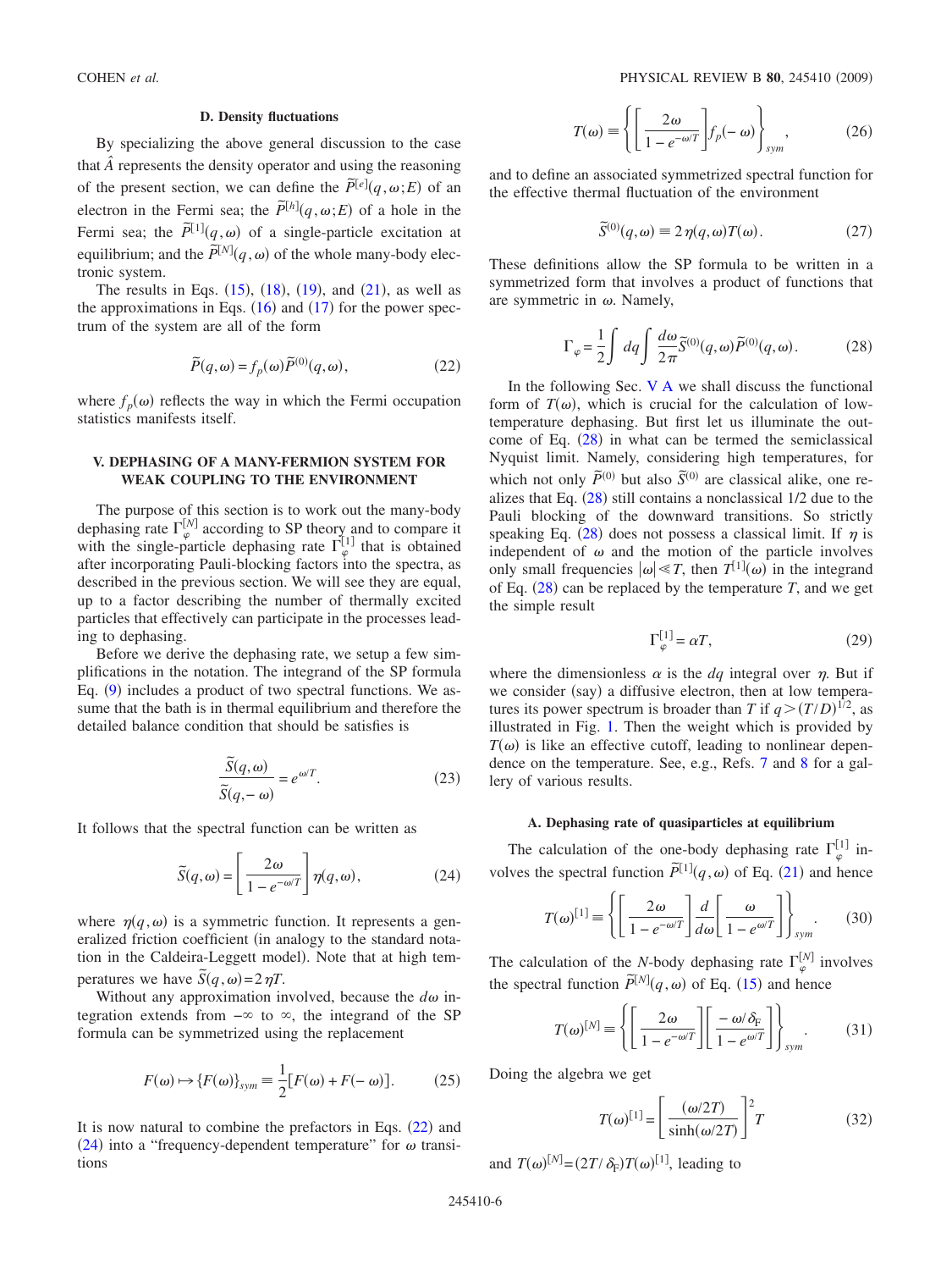### D. Density fluctuations

By specializing the above general discussion to the case that $\hat{A}$ represents the density operator and using the reasoning of the present section, we can define the $\tilde{P}^{[e]}(q,\omega;E)$ of an electron in the Fermi sea; the $\tilde{P}^{[h]}(q,\omega;E)$ of a hole in the Fermi sea; the $\tilde{P}^{[1]}(q,\omega)$ of a single-particle excitation at equilibrium; and the $\tilde{P}^{[N]}(q,\omega)$ of the whole many-body electronic system.

The results in Eqs. (15), (18), (19), and (21), as well as the approximations in Eqs. (16) and (17) for the power spectrum of the system are all of the form

$$\tilde{P}(q,\omega) = f_p(\omega)\tilde{P}^{(0)}(q,\omega), \tag{22}$$

where $f_p(\omega)$ reflects the way in which the Fermi occupation statistics manifests itself.

## V. DEPHASING OF A MANY-FERMION SYSTEM FOR WEAK COUPLING TO THE ENVIRONMENT

The purpose of this section is to work out the many-body dephasing rate $\Gamma_\varphi^{[N]}$ according to SP theory and to compare it with the single-particle dephasing rate $\Gamma_\varphi^{[1]}$ that is obtained after incorporating Pauli-blocking factors into the spectra, as described in the previous section. We will see they are equal, up to a factor describing the number of thermally excited particles that effectively can participate in the processes leading to dephasing.

Before we derive the dephasing rate, we setup a few simplifications in the notation. The integrand of the SP formula Eq. (9) includes a product of two spectral functions. We assume that the bath is in thermal equilibrium and therefore the detailed balance condition that should be satisfies is

$$\frac{\tilde{S}(q,\omega)}{\tilde{S}(q,-\omega)} = e^{\omega/T}. \tag{23}$$

It follows that the spectral function can be written as

$$\tilde{S}(q,\omega) = \left[\frac{2\omega}{1-e^{-\omega/T}}\right]\eta(q,\omega), \tag{24}$$

where $\eta(q,\omega)$ is a symmetric function. It represents a generalized friction coefficient (in analogy to the standard notation in the Caldeira-Leggett model). Note that at high temperatures we have $\tilde{S}(q,\omega)=2\eta T$.

Without any approximation involved, because the $d\omega$ integration extends from $-\infty$ to $\infty$, the integrand of the SP formula can be symmetrized using the replacement

$$F(\omega) \mapsto \{F(\omega)\}_{sym} \equiv \frac{1}{2}[F(\omega)+F(-\omega)]. \tag{25}$$

It is now natural to combine the prefactors in Eqs. (22) and (24) into a "frequency-dependent temperature" for $\omega$ transitions

$$T(\omega) \equiv \left\{\left[\frac{2\omega}{1-e^{-\omega/T}}\right]f_p(-\omega)\right\}_{sym}, \tag{26}$$

and to define an associated symmetrized spectral function for the effective thermal fluctuation of the environment

$$\tilde{S}^{(0)}(q,\omega) \equiv 2\eta(q,\omega)T(\omega). \tag{27}$$

These definitions allow the SP formula to be written in a symmetrized form that involves a product of functions that are symmetric in $\omega$. Namely,

$$\Gamma_\varphi = \frac{1}{2}\int dq \int \frac{d\omega}{2\pi}\tilde{S}^{(0)}(q,\omega)\tilde{P}^{(0)}(q,\omega). \tag{28}$$

In the following Sec. V A we shall discuss the functional form of $T(\omega)$, which is crucial for the calculation of low-temperature dephasing. But first let us illuminate the outcome of Eq. (28) in what can be termed the semiclassical Nyquist limit. Namely, considering high temperatures, for which not only $\tilde{P}^{(0)}$ but also $\tilde{S}^{(0)}$ are classical alike, one realizes that Eq. (28) still contains a nonclassical 1/2 due to the Pauli blocking of the downward transitions. So strictly speaking Eq. (28) does not possess a classical limit. If $\eta$ is independent of $\omega$ and the motion of the particle involves only small frequencies $|\omega| \ll T$, then $T^{[1]}(\omega)$ in the integrand of Eq. (28) can be replaced by the temperature $T$, and we get the simple result

$$\Gamma_\varphi^{[1]} = \alpha T, \tag{29}$$

where the dimensionless $\alpha$ is the $dq$ integral over $\eta$. But if we consider (say) a diffusive electron, then at low temperatures its power spectrum is broader than $T$ if $q > (T/D)^{1/2}$, as illustrated in Fig. 1. Then the weight which is provided by $T(\omega)$ is like an effective cutoff, leading to nonlinear dependence on the temperature. See, e.g., Refs. 7 and 8 for a gallery of various results.

### A. Dephasing rate of quasiparticles at equilibrium

The calculation of the one-body dephasing rate $\Gamma_\varphi^{[1]}$ involves the spectral function $\tilde{P}^{[1]}(q,\omega)$ of Eq. (21) and hence

$$T(\omega)^{[1]} \equiv \left\{\left[\frac{2\omega}{1-e^{-\omega/T}}\right]\frac{d}{d\omega}\left[\frac{\omega}{1-e^{\omega/T}}\right]\right\}_{sym}. \tag{30}$$

The calculation of the $N$-body dephasing rate $\Gamma_\varphi^{[N]}$ involves the spectral function $\tilde{P}^{[N]}(q,\omega)$ of Eq. (15) and hence

$$T(\omega)^{[N]} \equiv \left\{\left[\frac{2\omega}{1-e^{-\omega/T}}\right]\left[\frac{-\omega/\delta_F}{1-e^{\omega/T}}\right]\right\}_{sym}. \tag{31}$$

Doing the algebra we get

$$T(\omega)^{[1]} = \left[\frac{(\omega/2T)}{\sinh(\omega/2T)}\right]^2 T \tag{32}$$

and $T(\omega)^{[N]} = (2T/\delta_F)T(\omega)^{[1]}$, leading to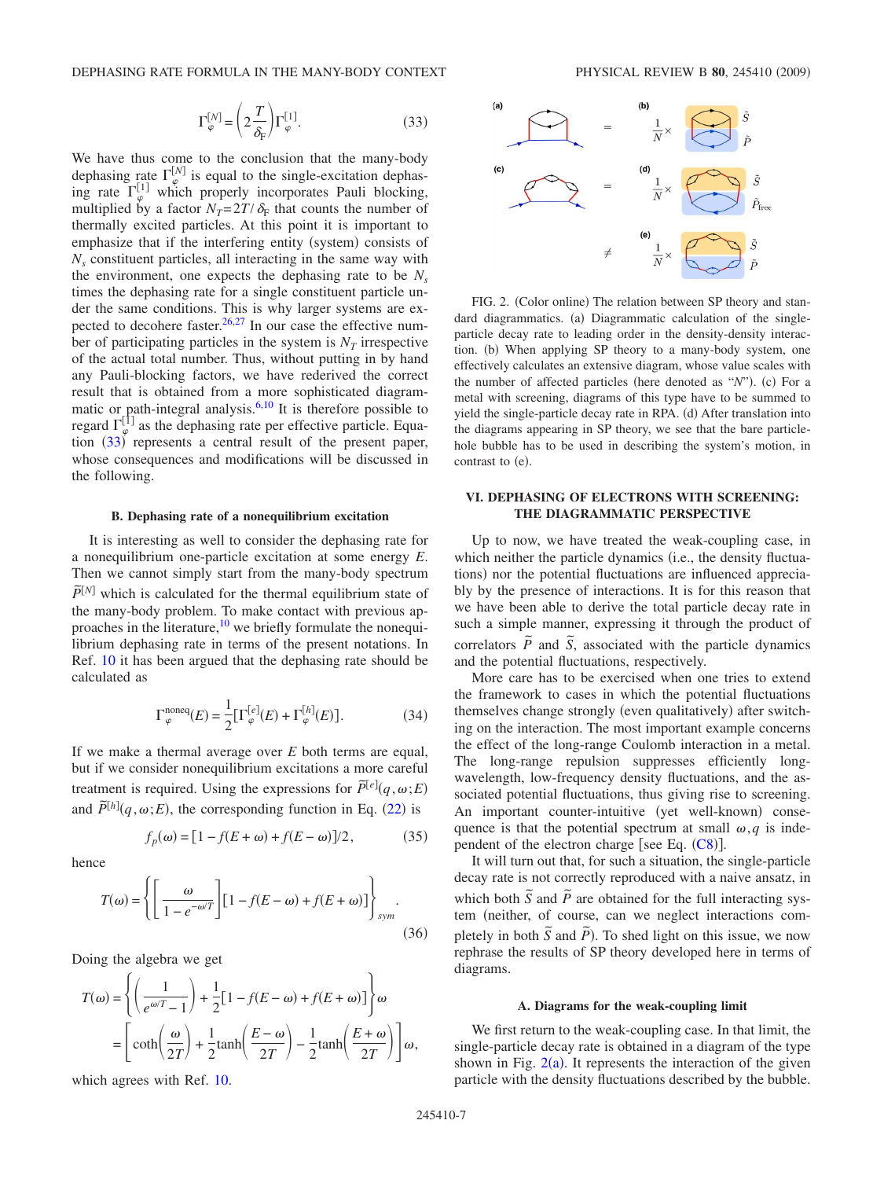$$\Gamma_{\varphi}^{[N]} = \left(2\frac{T}{\delta_{\rm F}}\right)\Gamma_{\varphi}^{[1]}. \quad (33)$$

We have thus come to the conclusion that the many-body dephasing rate $\Gamma_{\varphi}^{[N]}$ is equal to the single-excitation dephasing rate $\Gamma_{\varphi}^{[1]}$ which properly incorporates Pauli blocking, multiplied by a factor $N_T = 2T/\delta_{\rm F}$ that counts the number of thermally excited particles. At this point it is important to emphasize that if the interfering entity (system) consists of $N_s$ constituent particles, all interacting in the same way with the environment, one expects the dephasing rate to be $N_s$ times the dephasing rate for a single constituent particle under the same conditions. This is why larger systems are expected to decohere faster.[26,27] In our case the effective number of participating particles in the system is $N_T$ irrespective of the actual total number. Thus, without putting in by hand any Pauli-blocking factors, we have rederived the correct result that is obtained from a more sophisticated diagrammatic or path-integral analysis.[6,10] It is therefore possible to regard $\Gamma_{\varphi}^{[1]}$ as the dephasing rate per effective particle. Equation (33) represents a central result of the present paper, whose consequences and modifications will be discussed in the following.

### B. Dephasing rate of a nonequilibrium excitation

It is interesting as well to consider the dephasing rate for a nonequilibrium one-particle excitation at some energy $E$. Then we cannot simply start from the many-body spectrum $\tilde{P}^{[N]}$ which is calculated for the thermal equilibrium state of the many-body problem. To make contact with previous approaches in the literature,[10] we briefly formulate the nonequilibrium dephasing rate in terms of the present notations. In Ref. 10 it has been argued that the dephasing rate should be calculated as

$$\Gamma_{\varphi}^{\rm noneq}(E) = \frac{1}{2}[\Gamma_{\varphi}^{[e]}(E) + \Gamma_{\varphi}^{[h]}(E)]. \quad (34)$$

If we make a thermal average over $E$ both terms are equal, but if we consider nonequilibrium excitations a more careful treatment is required. Using the expressions for $\tilde{P}^{[e]}(q,\omega;E)$ and $\tilde{P}^{[h]}(q,\omega;E)$, the corresponding function in Eq. (22) is

$$f_p(\omega) = [1 - f(E+\omega) + f(E-\omega)]/2, \quad (35)$$

hence

$$T(\omega) = \left\{\left[\frac{\omega}{1-e^{-\omega/T}}\right][1 - f(E-\omega) + f(E+\omega)]\right\}_{sym}. \quad (36)$$

Doing the algebra we get

$$T(\omega) = \left\{\left(\frac{1}{e^{\omega/T}-1}\right) + \frac{1}{2}[1 - f(E-\omega) + f(E+\omega)]\right\}\omega$$

$$= \left[\coth\left(\frac{\omega}{2T}\right) + \frac{1}{2}\tanh\left(\frac{E-\omega}{2T}\right) - \frac{1}{2}\tanh\left(\frac{E+\omega}{2T}\right)\right]\omega,$$

which agrees with Ref. 10.

FIG. 2. (Color online) The relation between SP theory and standard diagrammatics. (a) Diagrammatic calculation of the single-particle decay rate to leading order in the density-density interaction. (b) When applying SP theory to a many-body system, one effectively calculates an extensive diagram, whose value scales with the number of affected particles (here denoted as "$N$"). (c) For a metal with screening, diagrams of this type have to be summed to yield the single-particle decay rate in RPA. (d) After translation into the diagrams appearing in SP theory, we see that the bare particle-hole bubble has to be used in describing the system's motion, in contrast to (e).

## VI. DEPHASING OF ELECTRONS WITH SCREENING: THE DIAGRAMMATIC PERSPECTIVE

Up to now, we have treated the weak-coupling case, in which neither the particle dynamics (i.e., the density fluctuations) nor the potential fluctuations are influenced appreciably by the presence of interactions. It is for this reason that we have been able to derive the total particle decay rate in such a simple manner, expressing it through the product of correlators $\tilde{P}$ and $\tilde{S}$, associated with the particle dynamics and the potential fluctuations, respectively.

More care has to be exercised when one tries to extend the framework to cases in which the potential fluctuations themselves change strongly (even qualitatively) after switching on the interaction. The most important example concerns the effect of the long-range Coulomb interaction in a metal. The long-range repulsion suppresses efficiently long-wavelength, low-frequency density fluctuations, and the associated potential fluctuations, thus giving rise to screening. An important counter-intuitive (yet well-known) consequence is that the potential spectrum at small $\omega, q$ is independent of the electron charge [see Eq. (C8)].

It will turn out that, for such a situation, the single-particle decay rate is not correctly reproduced with a naive ansatz, in which both $\tilde{S}$ and $\tilde{P}$ are obtained for the full interacting system (neither, of course, can we neglect interactions completely in both $\tilde{S}$ and $\tilde{P}$). To shed light on this issue, we now rephrase the results of SP theory developed here in terms of diagrams.

### A. Diagrams for the weak-coupling limit

We first return to the weak-coupling case. In that limit, the single-particle decay rate is obtained in a diagram of the type shown in Fig. 2(a). It represents the interaction of the given particle with the density fluctuations described by the bubble.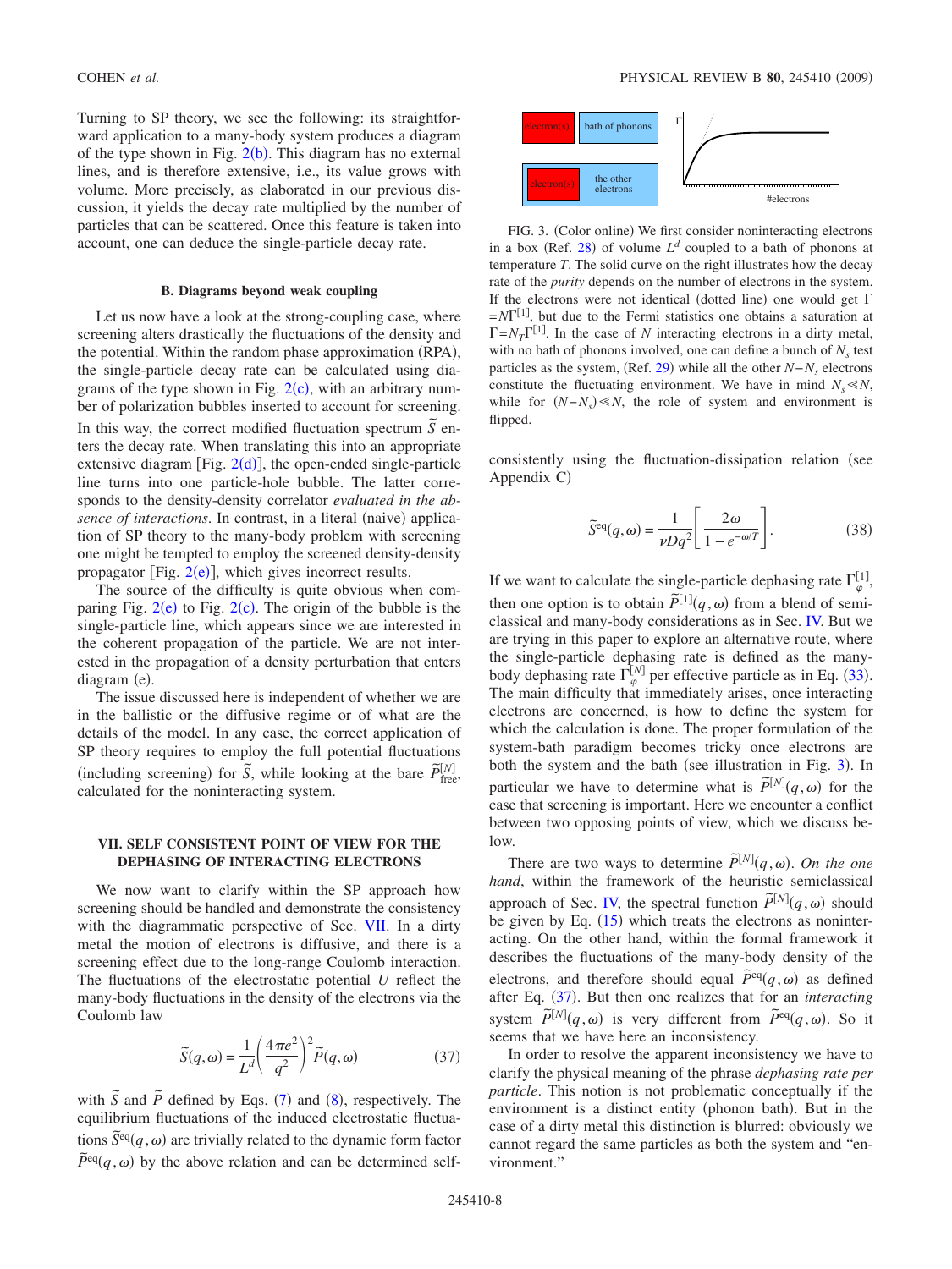Turning to SP theory, we see the following: its straightforward application to a many-body system produces a diagram of the type shown in Fig. 2(b). This diagram has no external lines, and is therefore extensive, i.e., its value grows with volume. More precisely, as elaborated in our previous discussion, it yields the decay rate multiplied by the number of particles that can be scattered. Once this feature is taken into account, one can deduce the single-particle decay rate.

### B. Diagrams beyond weak coupling

Let us now have a look at the strong-coupling case, where screening alters drastically the fluctuations of the density and the potential. Within the random phase approximation (RPA), the single-particle decay rate can be calculated using diagrams of the type shown in Fig. 2(c), with an arbitrary number of polarization bubbles inserted to account for screening. In this way, the correct modified fluctuation spectrum $\tilde{S}$ enters the decay rate. When translating this into an appropriate extensive diagram [Fig. 2(d)], the open-ended single-particle line turns into one particle-hole bubble. The latter corresponds to the density-density correlator *evaluated in the absence of interactions*. In contrast, in a literal (naive) application of SP theory to the many-body problem with screening one might be tempted to employ the screened density-density propagator [Fig. 2(e)], which gives incorrect results.

The source of the difficulty is quite obvious when comparing Fig. 2(e) to Fig. 2(c). The origin of the bubble is the single-particle line, which appears since we are interested in the coherent propagation of the particle. We are not interested in the propagation of a density perturbation that enters diagram (e).

The issue discussed here is independent of whether we are in the ballistic or the diffusive regime or of what are the details of the model. In any case, the correct application of SP theory requires to employ the full potential fluctuations (including screening) for $\tilde{S}$, while looking at the bare $\tilde{P}^{[N]}_{\text{free}}$, calculated for the noninteracting system.

## VII. SELF CONSISTENT POINT OF VIEW FOR THE DEPHASING OF INTERACTING ELECTRONS

We now want to clarify within the SP approach how screening should be handled and demonstrate the consistency with the diagrammatic perspective of Sec. VII. In a dirty metal the motion of electrons is diffusive, and there is a screening effect due to the long-range Coulomb interaction. The fluctuations of the electrostatic potential $U$ reflect the many-body fluctuations in the density of the electrons via the Coulomb law

$$\tilde{S}(q,\omega) = \frac{1}{L^d}\left(\frac{4\pi e^2}{q^2}\right)^2 \tilde{P}(q,\omega) \tag{37}$$

with $\tilde{S}$ and $\tilde{P}$ defined by Eqs. (7) and (8), respectively. The equilibrium fluctuations of the induced electrostatic fluctuations $\tilde{S}^{\text{eq}}(q,\omega)$ are trivially related to the dynamic form factor $\tilde{P}^{\text{eq}}(q,\omega)$ by the above relation and can be determined self-consistently using the fluctuation-dissipation relation (see Appendix C)

$$\tilde{S}^{\text{eq}}(q,\omega) = \frac{1}{\nu D q^2}\left[\frac{2\omega}{1-e^{-\omega/T}}\right]. \tag{38}$$

FIG. 3. (Color online) We first consider noninteracting electrons in a box (Ref. 28) of volume $L^d$ coupled to a bath of phonons at temperature $T$. The solid curve on the right illustrates how the decay rate of the *purity* depends on the number of electrons in the system. If the electrons were not identical (dotted line) one would get $\Gamma = N\Gamma^{[1]}$, but due to the Fermi statistics one obtains a saturation at $\Gamma = N_T\Gamma^{[1]}$. In the case of $N$ interacting electrons in a dirty metal, with no bath of phonons involved, one can define a bunch of $N_s$ test particles as the system, (Ref. 29) while all the other $N-N_s$ electrons constitute the fluctuating environment. We have in mind $N_s \ll N$, while for $(N-N_s) \ll N$, the role of system and environment is flipped.

If we want to calculate the single-particle dephasing rate $\Gamma_\varphi^{[1]}$, then one option is to obtain $\tilde{P}^{[1]}(q,\omega)$ from a blend of semiclassical and many-body considerations as in Sec. IV. But we are trying in this paper to explore an alternative route, where the single-particle dephasing rate is defined as the many-body dephasing rate $\Gamma_\varphi^{[N]}$ per effective particle as in Eq. (33). The main difficulty that immediately arises, once interacting electrons are concerned, is how to define the system for which the calculation is done. The proper formulation of the system-bath paradigm becomes tricky once electrons are both the system and the bath (see illustration in Fig. 3). In particular we have to determine what is $\tilde{P}^{[N]}(q,\omega)$ for the case that screening is important. Here we encounter a conflict between two opposing points of view, which we discuss below.

There are two ways to determine $\tilde{P}^{[N]}(q,\omega)$. *On the one hand*, within the framework of the heuristic semiclassical approach of Sec. IV, the spectral function $\tilde{P}^{[N]}(q,\omega)$ should be given by Eq. (15) which treats the electrons as noninteracting. On the other hand, within the formal framework it describes the fluctuations of the many-body density of the electrons, and therefore should equal $\tilde{P}^{\text{eq}}(q,\omega)$ as defined after Eq. (37). But then one realizes that for an *interacting* system $\tilde{P}^{[N]}(q,\omega)$ is very different from $\tilde{P}^{\text{eq}}(q,\omega)$. So it seems that we have here an inconsistency.

In order to resolve the apparent inconsistency we have to clarify the physical meaning of the phrase *dephasing rate per particle*. This notion is not problematic conceptually if the environment is a distinct entity (phonon bath). But in the case of a dirty metal this distinction is blurred: obviously we cannot regard the same particles as both the system and "environment."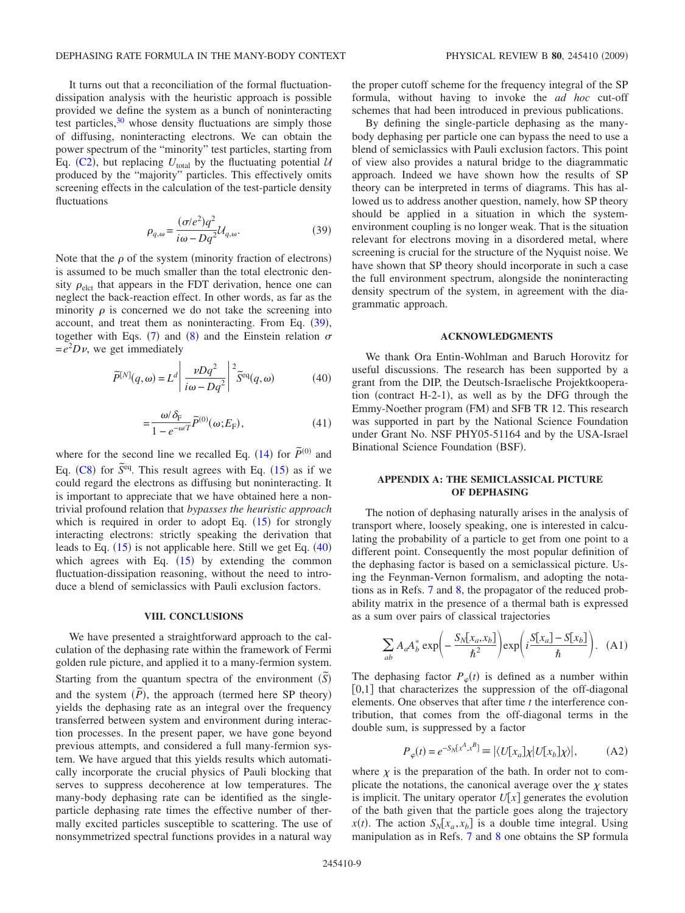It turns out that a reconciliation of the formal fluctuation-dissipation analysis with the heuristic approach is possible provided we define the system as a bunch of noninteracting test particles,[30] whose density fluctuations are simply those of diffusing, noninteracting electrons. We can obtain the power spectrum of the "minority" test particles, starting from Eq. (C2), but replacing $U_{\text{total}}$ by the fluctuating potential $\mathcal{U}$ produced by the "majority" particles. This effectively omits screening effects in the calculation of the test-particle density fluctuations

$$\rho_{q,\omega} = \frac{(\sigma/e^2)q^2}{i\omega - Dq^2}\mathcal{U}_{q,\omega}. \tag{39}$$

Note that the $\rho$ of the system (minority fraction of electrons) is assumed to be much smaller than the total electronic density $\rho_{\text{elct}}$ that appears in the FDT derivation, hence one can neglect the back-reaction effect. In other words, as far as the minority $\rho$ is concerned we do not take the screening into account, and treat them as noninteracting. From Eq. (39), together with Eqs. (7) and (8) and the Einstein relation $\sigma = e^2 D\nu$, we get immediately

$$\tilde{P}^{[N]}(q,\omega) = L^d \left| \frac{\nu D q^2}{i\omega - Dq^2} \right|^2 \tilde{S}^{\text{eq}}(q,\omega) \tag{40}$$

$$= \frac{\omega/\delta_{\text{F}}}{1 - e^{-\omega/T}} \tilde{P}^{(0)}(\omega; E_{\text{F}}), \tag{41}$$

where for the second line we recalled Eq. (14) for $\tilde{P}^{(0)}$ and Eq. (C8) for $\tilde{S}^{\text{eq}}$. This result agrees with Eq. (15) as if we could regard the electrons as diffusing but noninteracting. It is important to appreciate that we have obtained here a nontrivial profound relation that *bypasses the heuristic approach* which is required in order to adopt Eq. (15) for strongly interacting electrons: strictly speaking the derivation that leads to Eq. (15) is not applicable here. Still we get Eq. (40) which agrees with Eq. (15) by extending the common fluctuation-dissipation reasoning, without the need to introduce a blend of semiclassics with Pauli exclusion factors.

## VIII. CONCLUSIONS

We have presented a straightforward approach to the calculation of the dephasing rate within the framework of Fermi golden rule picture, and applied it to a many-fermion system. Starting from the quantum spectra of the environment $(\tilde{S})$ and the system $(\tilde{P})$, the approach (termed here SP theory) yields the dephasing rate as an integral over the frequency transferred between system and environment during interaction processes. In the present paper, we have gone beyond previous attempts, and considered a full many-fermion system. We have argued that this yields results which automatically incorporate the crucial physics of Pauli blocking that serves to suppress decoherence at low temperatures. The many-body dephasing rate can be identified as the single-particle dephasing rate times the effective number of thermally excited particles susceptible to scattering. The use of nonsymmetrized spectral functions provides in a natural way the proper cutoff scheme for the frequency integral of the SP formula, without having to invoke the *ad hoc* cut-off schemes that had been introduced in previous publications.

By defining the single-particle dephasing as the many-body dephasing per particle one can bypass the need to use a blend of semiclassics with Pauli exclusion factors. This point of view also provides a natural bridge to the diagrammatic approach. Indeed we have shown how the results of SP theory can be interpreted in terms of diagrams. This has allowed us to address another question, namely, how SP theory should be applied in a situation in which the system-environment coupling is no longer weak. That is the situation relevant for electrons moving in a disordered metal, where screening is crucial for the structure of the Nyquist noise. We have shown that SP theory should incorporate in such a case the full environment spectrum, alongside the noninteracting density spectrum of the system, in agreement with the diagrammatic approach.

## ACKNOWLEDGMENTS

We thank Ora Entin-Wohlman and Baruch Horovitz for useful discussions. The research has been supported by a grant from the DIP, the Deutsch-Israelische Projektkooperation (contract H-2-1), as well as by the DFG through the Emmy-Noether program (FM) and SFB TR 12. This research was supported in part by the National Science Foundation under Grant No. NSF PHY05-51164 and by the USA-Israel Binational Science Foundation (BSF).

## APPENDIX A: THE SEMICLASSICAL PICTURE OF DEPHASING

The notion of dephasing naturally arises in the analysis of transport where, loosely speaking, one is interested in calculating the probability of a particle to get from one point to a different point. Consequently the most popular definition of the dephasing factor is based on a semiclassical picture. Using the Feynman-Vernon formalism, and adopting the notations as in Refs. 7 and 8, the propagator of the reduced probability matrix in the presence of a thermal bath is expressed as a sum over pairs of classical trajectories

$$\sum_{ab} A_a A_b^* \exp\left(-\frac{S_N[x_a, x_b]}{\hbar^2}\right) \exp\left(i\frac{S[x_a] - S[x_b]}{\hbar}\right). \tag{A1}$$

The dephasing factor $P_\varphi(t)$ is defined as a number within $[0,1]$ that characterizes the suppression of the off-diagonal elements. One observes that after time $t$ the interference contribution, that comes from the off-diagonal terms in the double sum, is suppressed by a factor

$$P_\varphi(t) = e^{-S_N[x^A, x^B]} \equiv |\langle U[x_a]\chi | U[x_b]\chi \rangle|, \tag{A2}$$

where $\chi$ is the preparation of the bath. In order not to complicate the notations, the canonical average over the $\chi$ states is implicit. The unitary operator $U[x]$ generates the evolution of the bath given that the particle goes along the trajectory $x(t)$. The action $S_N[x_a, x_b]$ is a double time integral. Using manipulation as in Refs. 7 and 8 one obtains the SP formula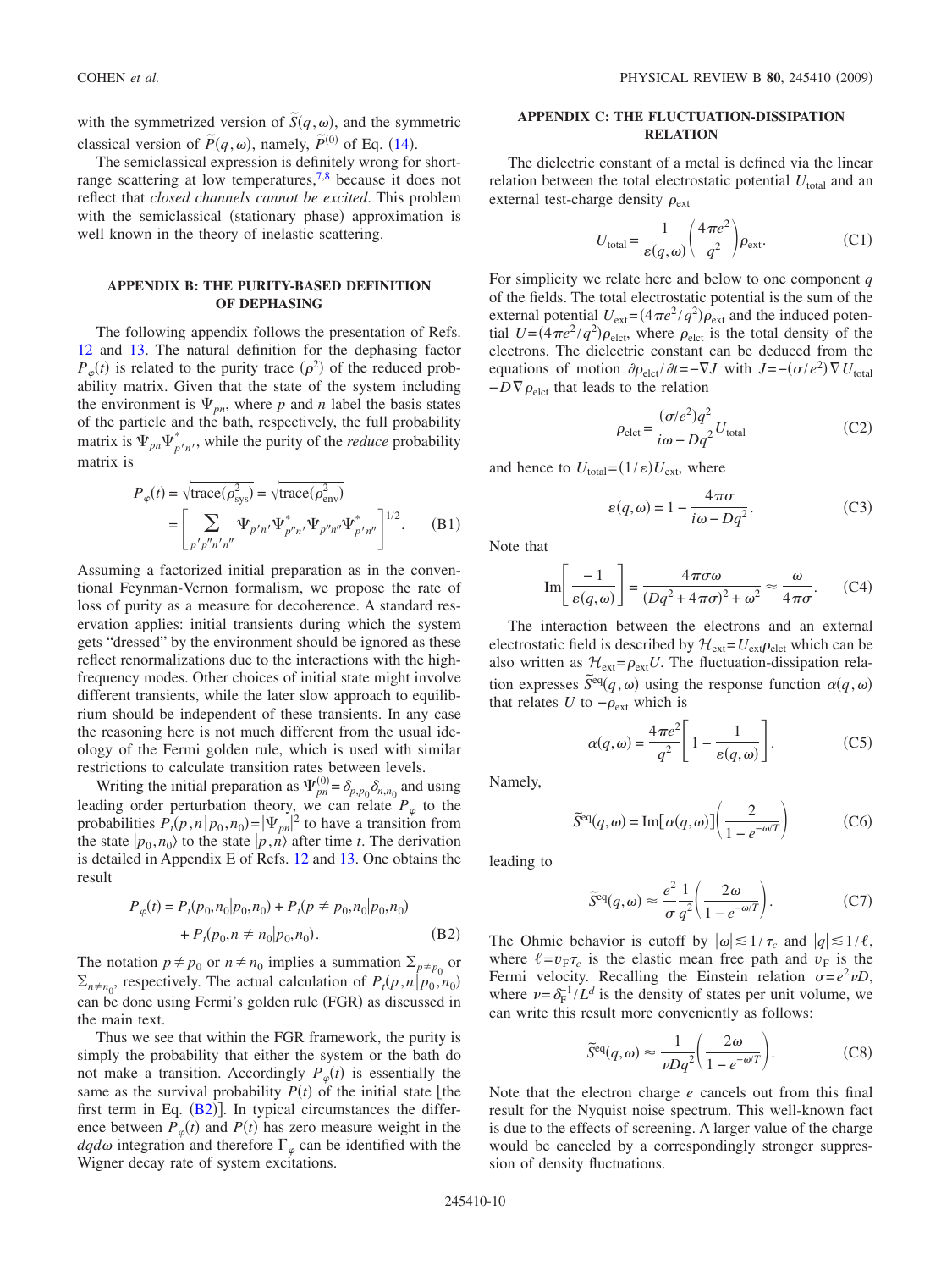with the symmetrized version of $\tilde{S}(q,\omega)$, and the symmetric classical version of $\tilde{P}(q,\omega)$, namely, $\tilde{P}^{(0)}$ of Eq. (14).

The semiclassical expression is definitely wrong for short-range scattering at low temperatures,[7,8] because it does not reflect that *closed channels cannot be excited*. This problem with the semiclassical (stationary phase) approximation is well known in the theory of inelastic scattering.

## APPENDIX B: THE PURITY-BASED DEFINITION OF DEPHASING

The following appendix follows the presentation of Refs. 12 and 13. The natural definition for the dephasing factor $P_\varphi(t)$ is related to the purity trace $(\rho^2)$ of the reduced probability matrix. Given that the state of the system including the environment is $\Psi_{pn}$, where $p$ and $n$ label the basis states of the particle and the bath, respectively, the full probability matrix is $\Psi_{pn}\Psi^*_{p'n'}$, while the purity of the *reduce* probability matrix is

$$P_\varphi(t) = \sqrt{\text{trace}(\rho_{\text{sys}}^2)} = \sqrt{\text{trace}(\rho_{\text{env}}^2)} = \left[\sum_{p'p''n'n''} \Psi_{p'n'}\Psi^*_{p''n'}\Psi_{p''n''}\Psi^*_{p'n''}\right]^{1/2}. \tag{B1}$$

Assuming a factorized initial preparation as in the conventional Feynman-Vernon formalism, we propose the rate of loss of purity as a measure for decoherence. A standard reservation applies: initial transients during which the system gets "dressed" by the environment should be ignored as these reflect renormalizations due to the interactions with the high-frequency modes. Other choices of initial state might involve different transients, while the later slow approach to equilibrium should be independent of these transients. In any case the reasoning here is not much different from the usual ideology of the Fermi golden rule, which is used with similar restrictions to calculate transition rates between levels.

Writing the initial preparation as $\Psi^{(0)}_{pn} = \delta_{p,p_0}\delta_{n,n_0}$ and using leading order perturbation theory, we can relate $P_\varphi$ to the probabilities $P_t(p,n|p_0,n_0) = |\Psi_{pn}|^2$ to have a transition from the state $|p_0,n_0\rangle$ to the state $|p,n\rangle$ after time $t$. The derivation is detailed in Appendix E of Refs. 12 and 13. One obtains the result

$$P_\varphi(t) = P_t(p_0,n_0|p_0,n_0) + P_t(p \neq p_0,n_0|p_0,n_0) + P_t(p_0,n \neq n_0|p_0,n_0). \tag{B2}$$

The notation $p \neq p_0$ or $n \neq n_0$ implies a summation $\Sigma_{p\neq p_0}$ or $\Sigma_{n \neq n_0}$, respectively. The actual calculation of $P_t(p,n|p_0,n_0)$ can be done using Fermi's golden rule (FGR) as discussed in the main text.

Thus we see that within the FGR framework, the purity is simply the probability that either the system or the bath do not make a transition. Accordingly $P_\varphi(t)$ is essentially the same as the survival probability $P(t)$ of the initial state [the first term in Eq. (B2)]. In typical circumstances the difference between $P_\varphi(t)$ and $P(t)$ has zero measure weight in the $dqd\omega$ integration and therefore $\Gamma_\varphi$ can be identified with the Wigner decay rate of system excitations.

## APPENDIX C: THE FLUCTUATION-DISSIPATION RELATION

The dielectric constant of a metal is defined via the linear relation between the total electrostatic potential $U_{\text{total}}$ and an external test-charge density $\rho_{\text{ext}}$

$$U_{\text{total}} = \frac{1}{\varepsilon(q,\omega)}\left(\frac{4\pi e^2}{q^2}\right)\rho_{\text{ext}}. \tag{C1}$$

For simplicity we relate here and below to one component $q$ of the fields. The total electrostatic potential is the sum of the external potential $U_{\text{ext}} = (4\pi e^2/q^2)\rho_{\text{ext}}$ and the induced potential $U = (4\pi e^2/q^2)\rho_{\text{elct}}$, where $\rho_{\text{elct}}$ is the total density of the electrons. The dielectric constant can be deduced from the equations of motion $\partial\rho_{\text{elct}}/\partial t = -\nabla J$ with $J = -(\sigma/e^2)\nabla U_{\text{total}} - D\nabla\rho_{\text{elct}}$ that leads to the relation

$$\rho_{\text{elct}} = \frac{(\sigma/e^2)q^2}{i\omega - Dq^2}U_{\text{total}} \tag{C2}$$

and hence to $U_{\text{total}} = (1/\varepsilon)U_{\text{ext}}$, where

$$\varepsilon(q,\omega) = 1 - \frac{4\pi\sigma}{i\omega - Dq^2}. \tag{C3}$$

Note that

$$\text{Im}\left[\frac{-1}{\varepsilon(q,\omega)}\right] = \frac{4\pi\sigma\omega}{(Dq^2 + 4\pi\sigma)^2 + \omega^2} \approx \frac{\omega}{4\pi\sigma}. \tag{C4}$$

The interaction between the electrons and an external electrostatic field is described by $\mathcal{H}_{\text{ext}} = U_{\text{ext}}\rho_{\text{elct}}$ which can be also written as $\mathcal{H}_{\text{ext}} = \rho_{\text{ext}}U$. The fluctuation-dissipation relation expresses $\tilde{S}^{\text{eq}}(q,\omega)$ using the response function $\alpha(q,\omega)$ that relates $U$ to $-\rho_{\text{ext}}$ which is

$$\alpha(q,\omega) = \frac{4\pi e^2}{q^2}\left[1 - \frac{1}{\varepsilon(q,\omega)}\right]. \tag{C5}$$

Namely,

$$\tilde{S}^{\text{eq}}(q,\omega) = \text{Im}[\alpha(q,\omega)]\left(\frac{2}{1 - e^{-\omega/T}}\right) \tag{C6}$$

leading to

$$\tilde{S}^{\text{eq}}(q,\omega) \approx \frac{e^2}{\sigma}\frac{1}{q^2}\left(\frac{2\omega}{1 - e^{-\omega/T}}\right). \tag{C7}$$

The Ohmic behavior is cutoff by $|\omega| \lesssim 1/\tau_c$ and $|q| \lesssim 1/\ell$, where $\ell = v_F\tau_c$ is the elastic mean free path and $v_F$ is the Fermi velocity. Recalling the Einstein relation $\sigma = e^2\nu D$, where $\nu = \delta_F^{-1}/L^d$ is the density of states per unit volume, we can write this result more conveniently as follows:

$$\tilde{S}^{\text{eq}}(q,\omega) \approx \frac{1}{\nu Dq^2}\left(\frac{2\omega}{1 - e^{-\omega/T}}\right). \tag{C8}$$

Note that the electron charge $e$ cancels out from this final result for the Nyquist noise spectrum. This well-known fact is due to the effects of screening. A larger value of the charge would be canceled by a correspondingly stronger suppression of density fluctuations.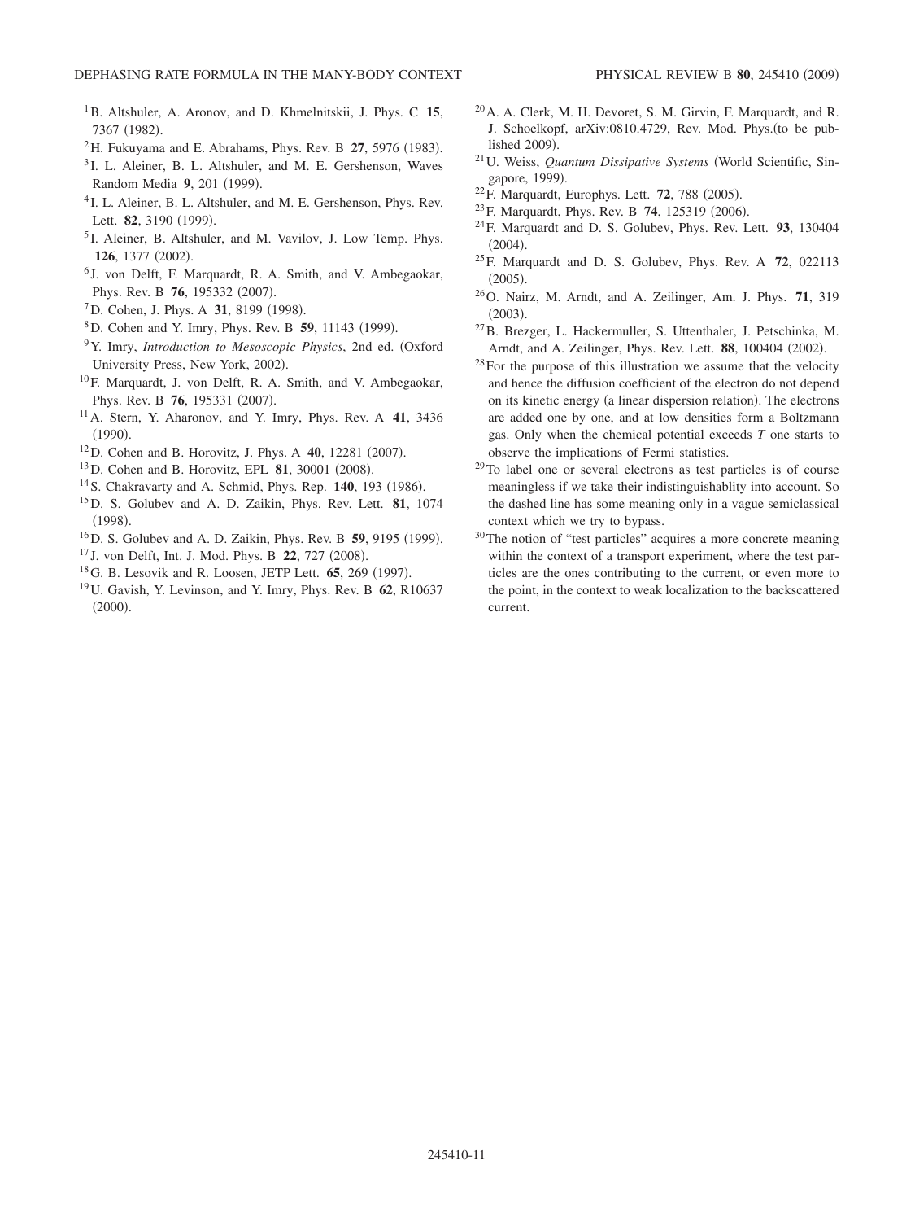[1] B. Altshuler, A. Aronov, and D. Khmelnitskii, J. Phys. C **15**, 7367 (1982).

[2] H. Fukuyama and E. Abrahams, Phys. Rev. B **27**, 5976 (1983).

[3] I. L. Aleiner, B. L. Altshuler, and M. E. Gershenson, Waves Random Media **9**, 201 (1999).

[4] I. L. Aleiner, B. L. Altshuler, and M. E. Gershenson, Phys. Rev. Lett. **82**, 3190 (1999).

[5] I. Aleiner, B. Altshuler, and M. Vavilov, J. Low Temp. Phys. **126**, 1377 (2002).

[6] J. von Delft, F. Marquardt, R. A. Smith, and V. Ambegaokar, Phys. Rev. B **76**, 195332 (2007).

[7] D. Cohen, J. Phys. A **31**, 8199 (1998).

[8] D. Cohen and Y. Imry, Phys. Rev. B **59**, 11143 (1999).

[9] Y. Imry, *Introduction to Mesoscopic Physics*, 2nd ed. (Oxford University Press, New York, 2002).

[10] F. Marquardt, J. von Delft, R. A. Smith, and V. Ambegaokar, Phys. Rev. B **76**, 195331 (2007).

[11] A. Stern, Y. Aharonov, and Y. Imry, Phys. Rev. A **41**, 3436 (1990).

[12] D. Cohen and B. Horovitz, J. Phys. A **40**, 12281 (2007).

[13] D. Cohen and B. Horovitz, EPL **81**, 30001 (2008).

[14] S. Chakravarty and A. Schmid, Phys. Rep. **140**, 193 (1986).

[15] D. S. Golubev and A. D. Zaikin, Phys. Rev. Lett. **81**, 1074 (1998).

[16] D. S. Golubev and A. D. Zaikin, Phys. Rev. B **59**, 9195 (1999).

[17] J. von Delft, Int. J. Mod. Phys. B **22**, 727 (2008).

[18] G. B. Lesovik and R. Loosen, JETP Lett. **65**, 269 (1997).

[19] U. Gavish, Y. Levinson, and Y. Imry, Phys. Rev. B **62**, R10637 (2000).

[20] A. A. Clerk, M. H. Devoret, S. M. Girvin, F. Marquardt, and R. J. Schoelkopf, arXiv:0810.4729, Rev. Mod. Phys.(to be published 2009).

[21] U. Weiss, *Quantum Dissipative Systems* (World Scientific, Singapore, 1999).

[22] F. Marquardt, Europhys. Lett. **72**, 788 (2005).

[23] F. Marquardt, Phys. Rev. B **74**, 125319 (2006).

[24] F. Marquardt and D. S. Golubev, Phys. Rev. Lett. **93**, 130404 (2004).

[25] F. Marquardt and D. S. Golubev, Phys. Rev. A **72**, 022113 (2005).

[26] O. Nairz, M. Arndt, and A. Zeilinger, Am. J. Phys. **71**, 319 (2003).

[27] B. Brezger, L. Hackermuller, S. Uttenthaler, J. Petschinka, M. Arndt, and A. Zeilinger, Phys. Rev. Lett. **88**, 100404 (2002).

[28] For the purpose of this illustration we assume that the velocity and hence the diffusion coefficient of the electron do not depend on its kinetic energy (a linear dispersion relation). The electrons are added one by one, and at low densities form a Boltzmann gas. Only when the chemical potential exceeds $T$ one starts to observe the implications of Fermi statistics.

[29] To label one or several electrons as test particles is of course meaningless if we take their indistinguishablity into account. So the dashed line has some meaning only in a vague semiclassical context which we try to bypass.

[30] The notion of "test particles" acquires a more concrete meaning within the context of a transport experiment, where the test particles are the ones contributing to the current, or even more to the point, in the context to weak localization to the backscattered current.